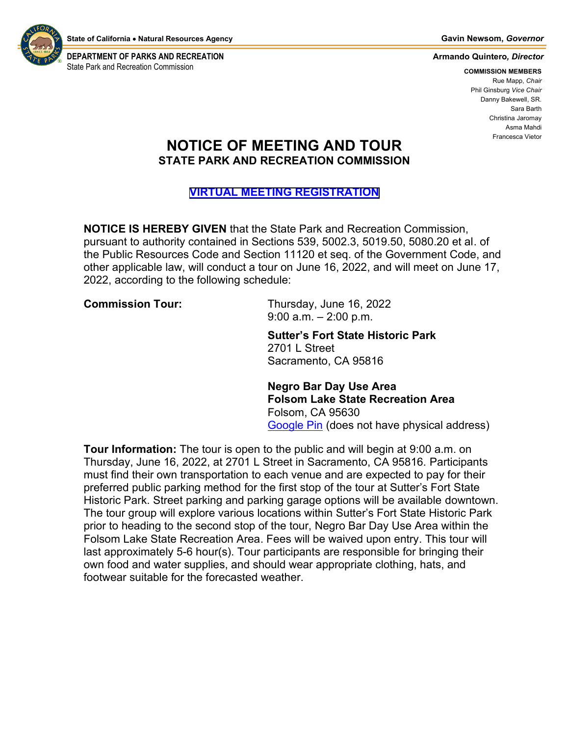State of California • Natural Resources Agency

Gavin Newsom, *Governor*

**DEPARTMENT OF PARKS AND RECREATION**
State Park and Recreation Commission

**Armando Quintero, *Director***

**COMMISSION MEMBERS**
Rue Mapp, *Chair*
Phil Ginsburg *Vice Chair*
Danny Bakewell, SR.
Sara Barth
Christina Jaromay
Asma Mahdi
Francesca Vietor

# NOTICE OF MEETING AND TOUR

## STATE PARK AND RECREATION COMMISSION

**VIRTUAL MEETING REGISTRATION**

**NOTICE IS HEREBY GIVEN** that the State Park and Recreation Commission, pursuant to authority contained in Sections 539, 5002.3, 5019.50, 5080.20 et al. of the Public Resources Code and Section 11120 et seq. of the Government Code, and other applicable law, will conduct a tour on June 16, 2022, and will meet on June 17, 2022, according to the following schedule:

**Commission Tour:**

Thursday, June 16, 2022
9:00 a.m. – 2:00 p.m.

**Sutter's Fort State Historic Park**
2701 L Street
Sacramento, CA 95816

**Negro Bar Day Use Area**
**Folsom Lake State Recreation Area**
Folsom, CA 95630
Google Pin (does not have physical address)

**Tour Information:** The tour is open to the public and will begin at 9:00 a.m. on Thursday, June 16, 2022, at 2701 L Street in Sacramento, CA 95816. Participants must find their own transportation to each venue and are expected to pay for their preferred public parking method for the first stop of the tour at Sutter's Fort State Historic Park. Street parking and parking garage options will be available downtown. The tour group will explore various locations within Sutter's Fort State Historic Park prior to heading to the second stop of the tour, Negro Bar Day Use Area within the Folsom Lake State Recreation Area. Fees will be waived upon entry. This tour will last approximately 5-6 hour(s). Tour participants are responsible for bringing their own food and water supplies, and should wear appropriate clothing, hats, and footwear suitable for the forecasted weather.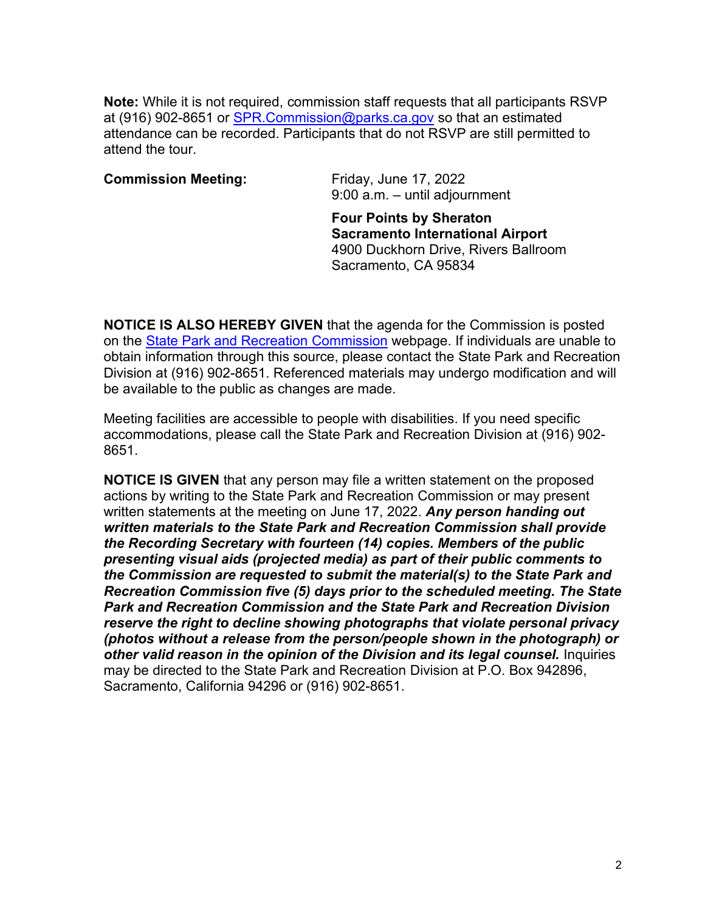**Note:** While it is not required, commission staff requests that all participants RSVP at (916) 902-8651 or [SPR.Commission@parks.ca.gov](mailto:SPR.Commission@parks.ca.gov) so that an estimated attendance can be recorded. Participants that do not RSVP are still permitted to attend the tour.

**Commission Meeting:**

Friday, June 17, 2022
9:00 a.m. – until adjournment

**Four Points by Sheraton**
**Sacramento International Airport**
4900 Duckhorn Drive, Rivers Ballroom
Sacramento, CA 95834

**NOTICE IS ALSO HEREBY GIVEN** that the agenda for the Commission is posted on the [State Park and Recreation Commission](#) webpage. If individuals are unable to obtain information through this source, please contact the State Park and Recreation Division at (916) 902-8651. Referenced materials may undergo modification and will be available to the public as changes are made.

Meeting facilities are accessible to people with disabilities. If you need specific accommodations, please call the State Park and Recreation Division at (916) 902-8651.

**NOTICE IS GIVEN** that any person may file a written statement on the proposed actions by writing to the State Park and Recreation Commission or may present written statements at the meeting on June 17, 2022. ***Any person handing out written materials to the State Park and Recreation Commission shall provide the Recording Secretary with fourteen (14) copies. Members of the public presenting visual aids (projected media) as part of their public comments to the Commission are requested to submit the material(s) to the State Park and Recreation Commission five (5) days prior to the scheduled meeting. The State Park and Recreation Commission and the State Park and Recreation Division reserve the right to decline showing photographs that violate personal privacy (photos without a release from the person/people shown in the photograph) or other valid reason in the opinion of the Division and its legal counsel.*** Inquiries may be directed to the State Park and Recreation Division at P.O. Box 942896, Sacramento, California 94296 or (916) 902-8651.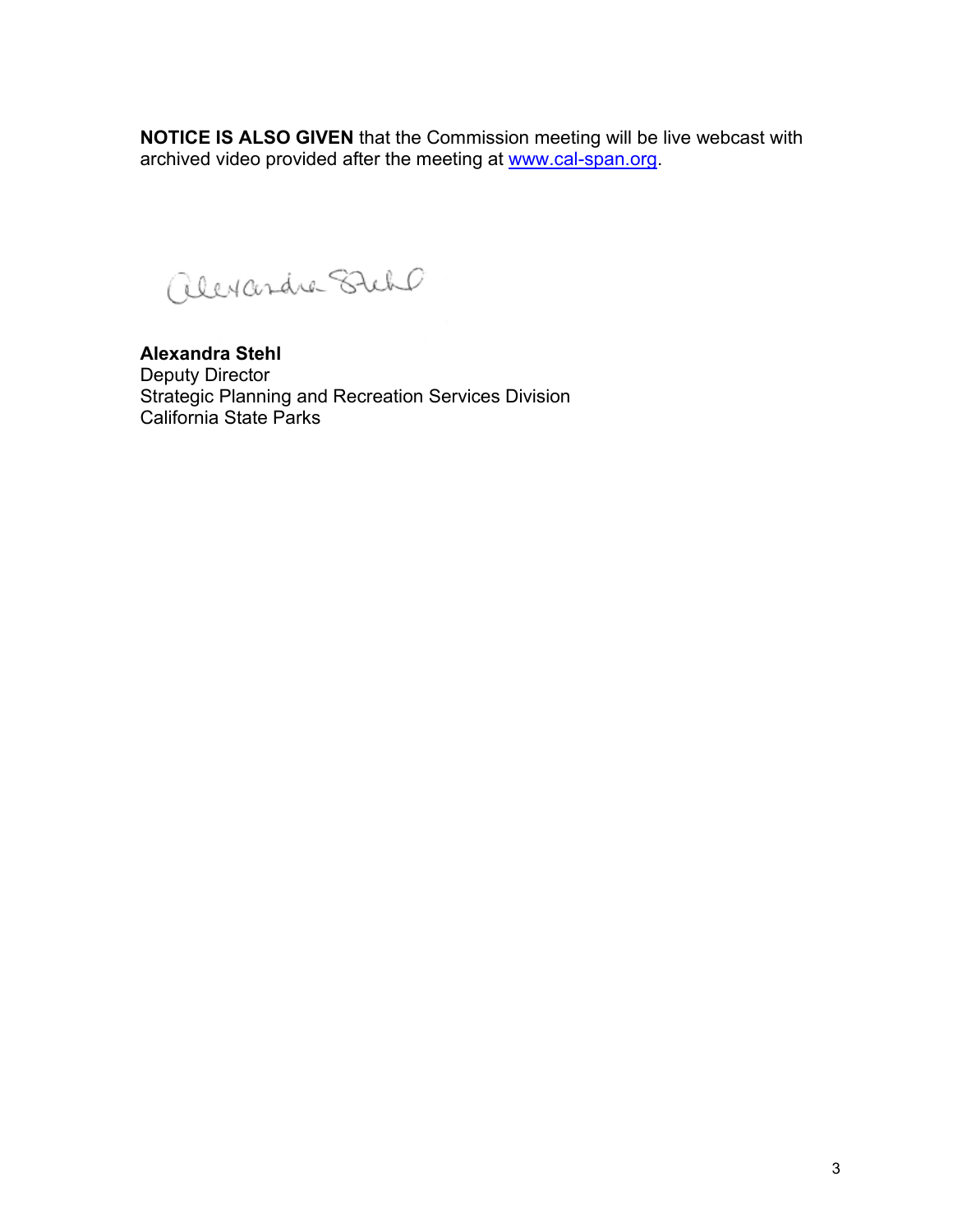**NOTICE IS ALSO GIVEN** that the Commission meeting will be live webcast with archived video provided after the meeting at [www.cal-span.org](http://www.cal-span.org).

**Alexandra Stehl**
Deputy Director
Strategic Planning and Recreation Services Division
California State Parks